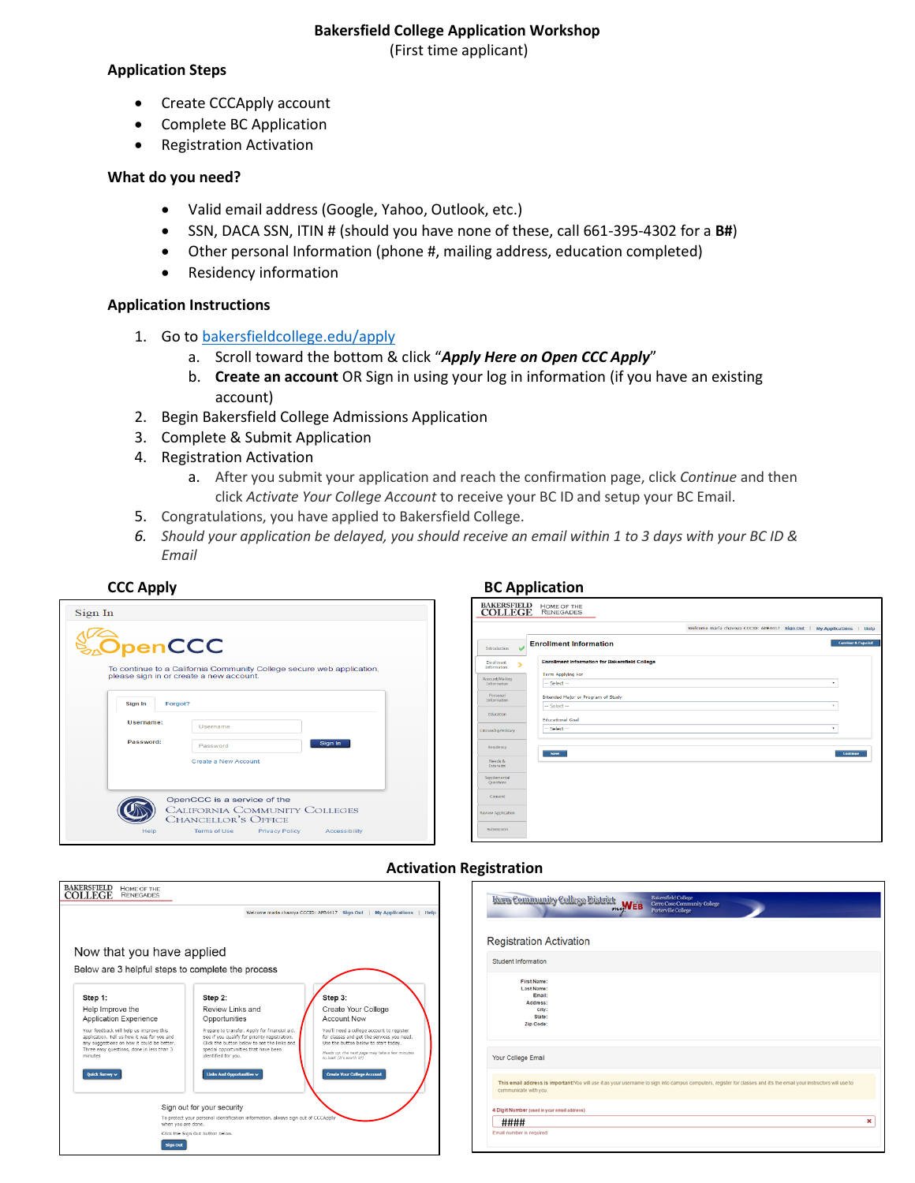# Bakersfield College Application Workshop

(First time applicant)

### Application Steps

- Create CCCApply account
- Complete BC Application
- Registration Activation

### What do you need?

- Valid email address (Google, Yahoo, Outlook, etc.)
- SSN, DACA SSN, ITIN # (should you have none of these, call 661-395-4302 for a **B#**)
- Other personal Information (phone #, mailing address, education completed)
- Residency information

### Application Instructions

1. Go to bakersfieldcollege.edu/apply
    a. Scroll toward the bottom & click "***Apply Here on Open CCC Apply***"
    b. **Create an account** OR Sign in using your log in information (if you have an existing account)
2. Begin Bakersfield College Admissions Application
3. Complete & Submit Application
4. Registration Activation
    a. After you submit your application and reach the confirmation page, click *Continue* and then click *Activate Your College Account* to receive your BC ID and setup your BC Email.
5. Congratulations, you have applied to Bakersfield College.
6. *Should your application be delayed, you should receive an email within 1 to 3 days with your BC ID & Email*

### CCC Apply

### BC Application

### Activation Registration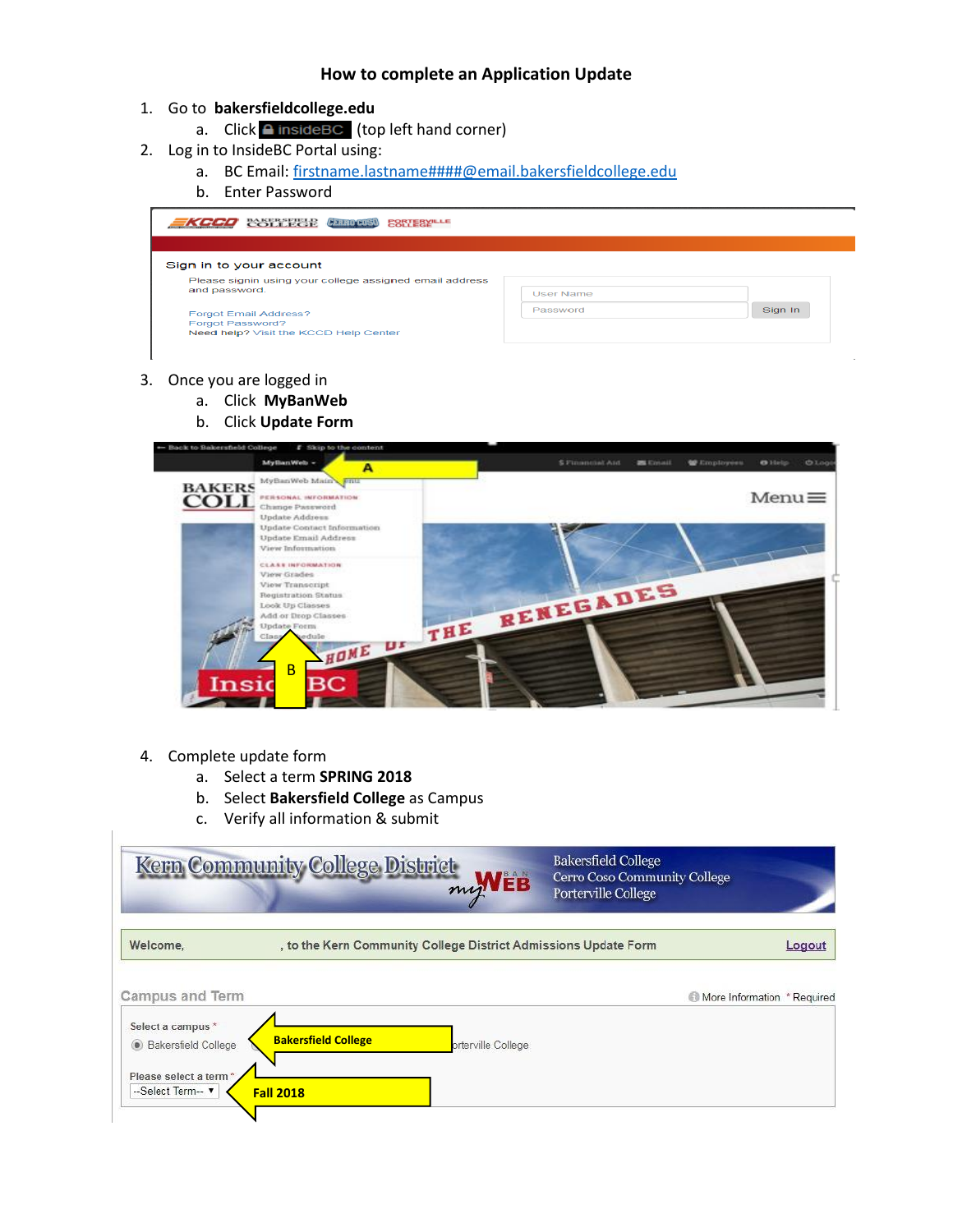# How to complete an Application Update

1. Go to **bakersfieldcollege.edu**
   a. Click **insideBC** (top left hand corner)
2. Log in to InsideBC Portal using:
   a. BC Email: firstname.lastname####@email.bakersfieldcollege.edu
   b. Enter Password
3. Once you are logged in
   a. Click **MyBanWeb**
   b. Click **Update Form**
4. Complete update form
   a. Select a term **SPRING 2018**
   b. Select **Bakersfield College** as Campus
   c. Verify all information & submit